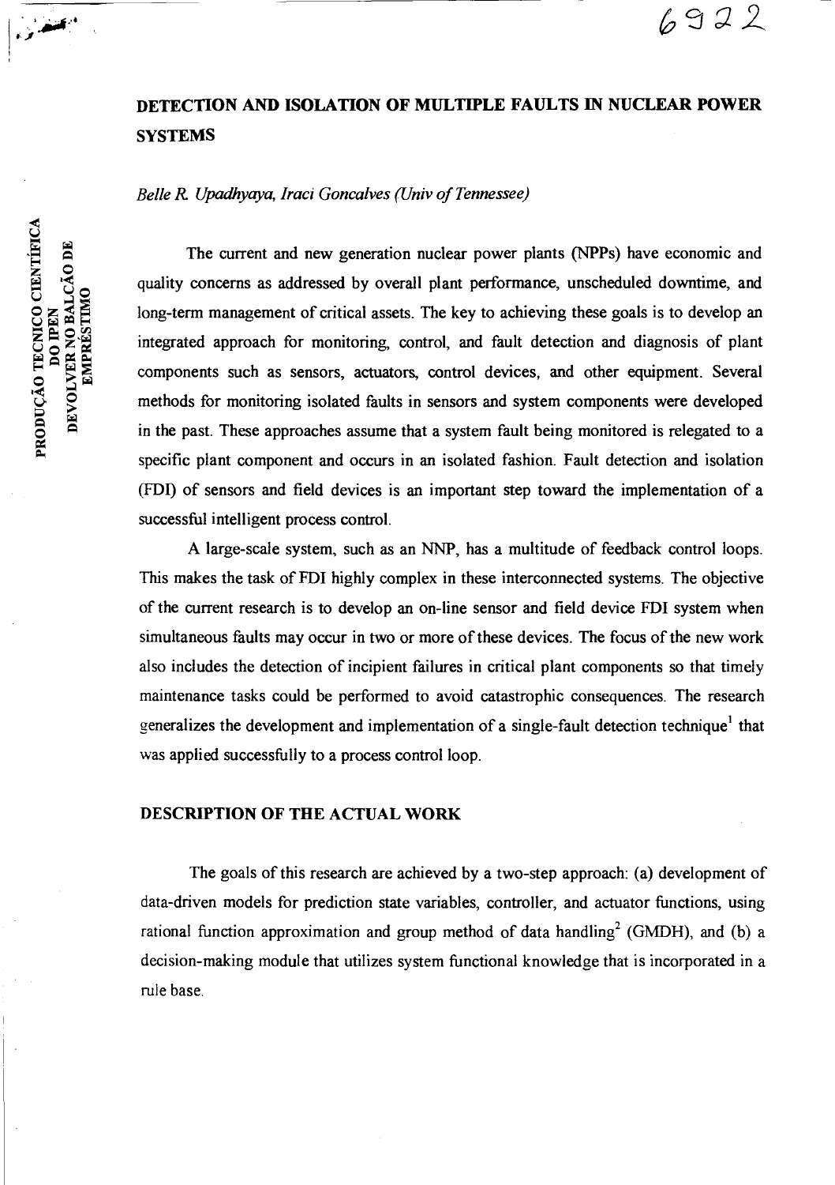# DETECTION AND ISOLATION OF MULTIPLE FAULTS IN NUCLEAR POWER SYSTEMS

*Belle R. Upadhyaya, Iraci Goncalves (Univ of Tennessee)*

The current and new generation nuclear power plants (NPPs) have economic and quality concerns as addressed by overall plant performance, unscheduled downtime, and long-term management of critical assets. The key to achieving these goals is to develop an integrated approach for monitoring, control, and fault detection and diagnosis of plant components such as sensors, actuators, control devices, and other equipment. Several methods for monitoring isolated faults in sensors and system components were developed in the past. These approaches assume that a system fault being monitored is relegated to a specific plant component and occurs in an isolated fashion. Fault detection and isolation (FDI) of sensors and field devices is an important step toward the implementation of a successful intelligent process control.

A large-scale system, such as an NNP, has a multitude of feedback control loops. This makes the task of FDI highly complex in these interconnected systems. The objective of the current research is to develop an on-line sensor and field device FDI system when simultaneous faults may occur in two or more of these devices. The focus of the new work also includes the detection of incipient failures in critical plant components so that timely maintenance tasks could be performed to avoid catastrophic consequences. The research generalizes the development and implementation of a single-fault detection technique[1] that was applied successfully to a process control loop.

## DESCRIPTION OF THE ACTUAL WORK

The goals of this research are achieved by a two-step approach: (a) development of data-driven models for prediction state variables, controller, and actuator functions, using rational function approximation and group method of data handling[2] (GMDH), and (b) a decision-making module that utilizes system functional knowledge that is incorporated in a rule base.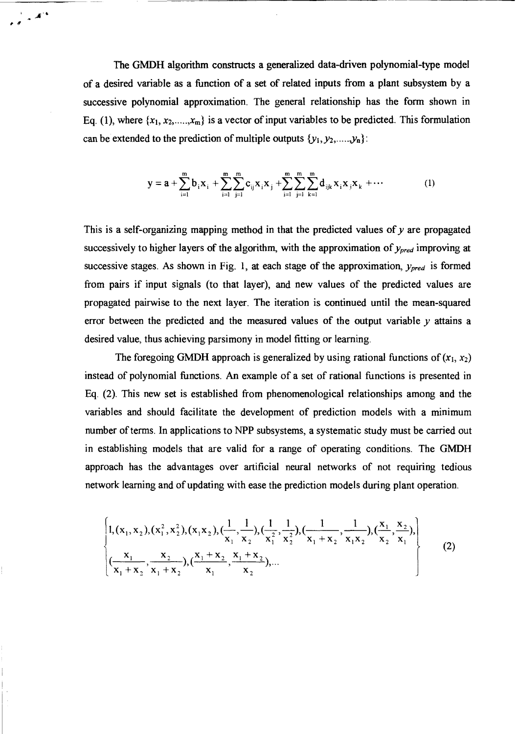The GMDH algorithm constructs a generalized data-driven polynomial-type model of a desired variable as a function of a set of related inputs from a plant subsystem by a successive polynomial approximation. The general relationship has the form shown in Eq. (1), where $\{x_1, x_2, \ldots, x_m\}$ is a vector of input variables to be predicted. This formulation can be extended to the prediction of multiple outputs $\{y_1, y_2, \ldots, y_n\}$:

$$y = a + \sum_{i=1}^{m} b_i x_i + \sum_{i=1}^{m}\sum_{j=1}^{m} c_{ij} x_i x_j + \sum_{i=1}^{m}\sum_{j=1}^{m}\sum_{k=1}^{m} d_{ijk} x_i x_j x_k + \cdots \tag{1}$$

This is a self-organizing mapping method in that the predicted values of $y$ are propagated successively to higher layers of the algorithm, with the approximation of $y_{pred}$ improving at successive stages. As shown in Fig. 1, at each stage of the approximation, $y_{pred}$ is formed from pairs if input signals (to that layer), and new values of the predicted values are propagated pairwise to the next layer. The iteration is continued until the mean-squared error between the predicted and the measured values of the output variable $y$ attains a desired value, thus achieving parsimony in model fitting or learning.

The foregoing GMDH approach is generalized by using rational functions of $(x_1, x_2)$ instead of polynomial functions. An example of a set of rational functions is presented in Eq. (2). This new set is established from phenomenological relationships among and the variables and should facilitate the development of prediction models with a minimum number of terms. In applications to NPP subsystems, a systematic study must be carried out in establishing models that are valid for a range of operating conditions. The GMDH approach has the advantages over artificial neural networks of not requiring tedious network learning and of updating with ease the prediction models during plant operation.

$$\left\{\begin{aligned} &1, (x_1, x_2), (x_1^2, x_2^2), (x_1 x_2), (\frac{1}{x_1}, \frac{1}{x_2}), (\frac{1}{x_1^2}, \frac{1}{x_2^2}), (\frac{1}{x_1 + x_2}, \frac{1}{x_1 x_2}), (\frac{x_1}{x_2}, \frac{x_2}{x_1}), \\ &(\frac{x_1}{x_1 + x_2}, \frac{x_2}{x_1 + x_2}), (\frac{x_1 + x_2}{x_1}, \frac{x_1 + x_2}{x_2}), \ldots \end{aligned}\right\} \tag{2}$$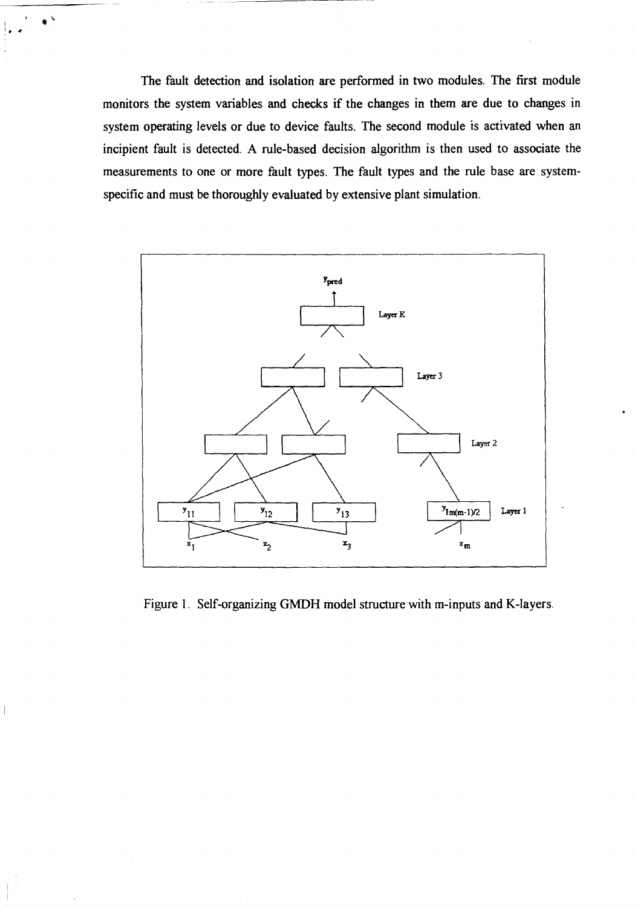The fault detection and isolation are performed in two modules. The first module monitors the system variables and checks if the changes in them are due to changes in system operating levels or due to device faults. The second module is activated when an incipient fault is detected. A rule-based decision algorithm is then used to associate the measurements to one or more fault types. The fault types and the rule base are system-specific and must be thoroughly evaluated by extensive plant simulation.

Figure 1. Self-organizing GMDH model structure with m-inputs and K-layers.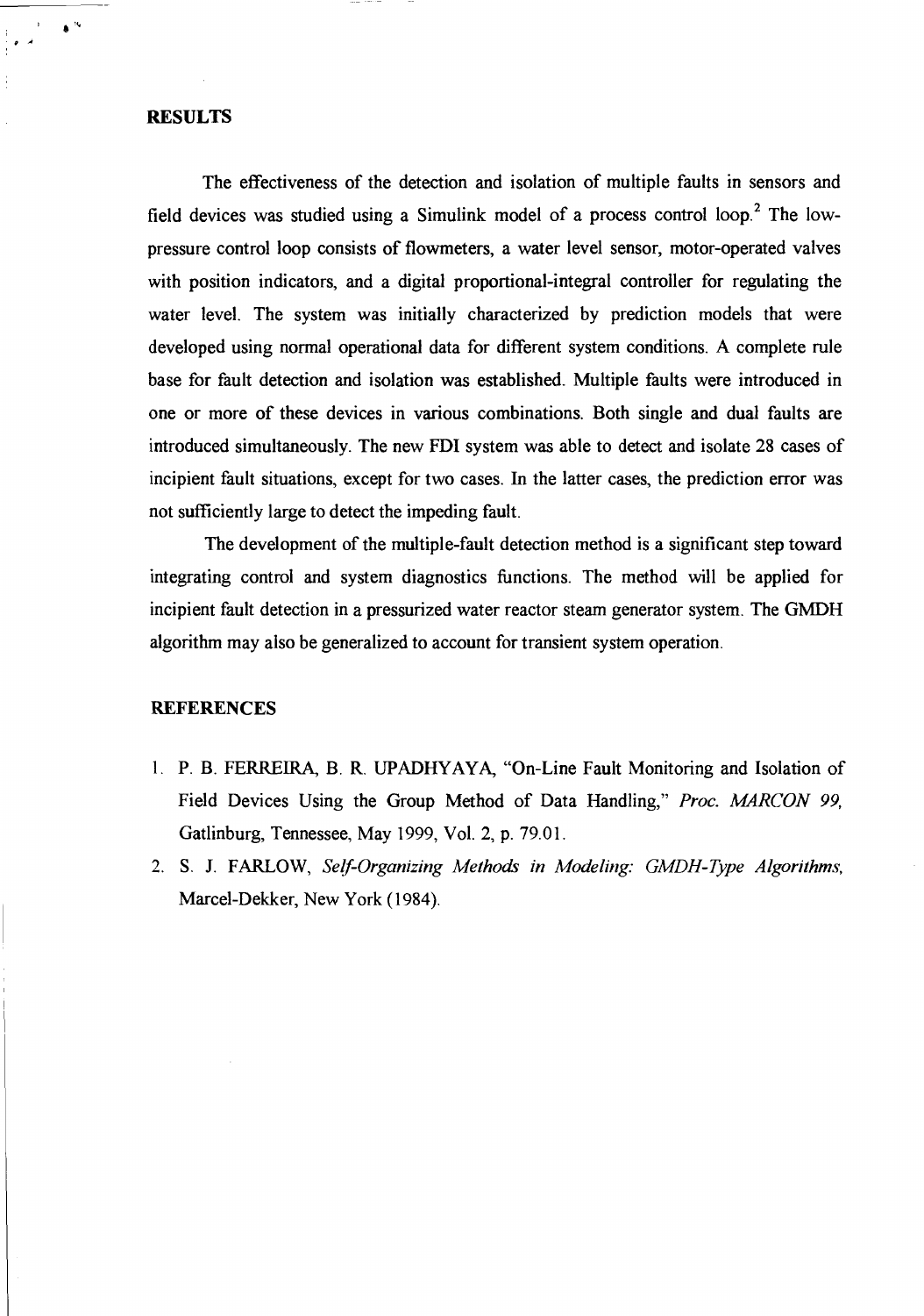## RESULTS

The effectiveness of the detection and isolation of multiple faults in sensors and field devices was studied using a Simulink model of a process control loop.[2] The low-pressure control loop consists of flowmeters, a water level sensor, motor-operated valves with position indicators, and a digital proportional-integral controller for regulating the water level. The system was initially characterized by prediction models that were developed using normal operational data for different system conditions. A complete rule base for fault detection and isolation was established. Multiple faults were introduced in one or more of these devices in various combinations. Both single and dual faults are introduced simultaneously. The new FDI system was able to detect and isolate 28 cases of incipient fault situations, except for two cases. In the latter cases, the prediction error was not sufficiently large to detect the impeding fault.

The development of the multiple-fault detection method is a significant step toward integrating control and system diagnostics functions. The method will be applied for incipient fault detection in a pressurized water reactor steam generator system. The GMDH algorithm may also be generalized to account for transient system operation.

## REFERENCES

1. P. B. FERREIRA, B. R. UPADHYAYA, "On-Line Fault Monitoring and Isolation of Field Devices Using the Group Method of Data Handling," *Proc. MARCON 99*, Gatlinburg, Tennessee, May 1999, Vol. 2, p. 79.01.
2. S. J. FARLOW, *Self-Organizing Methods in Modeling: GMDH-Type Algorithms*, Marcel-Dekker, New York (1984).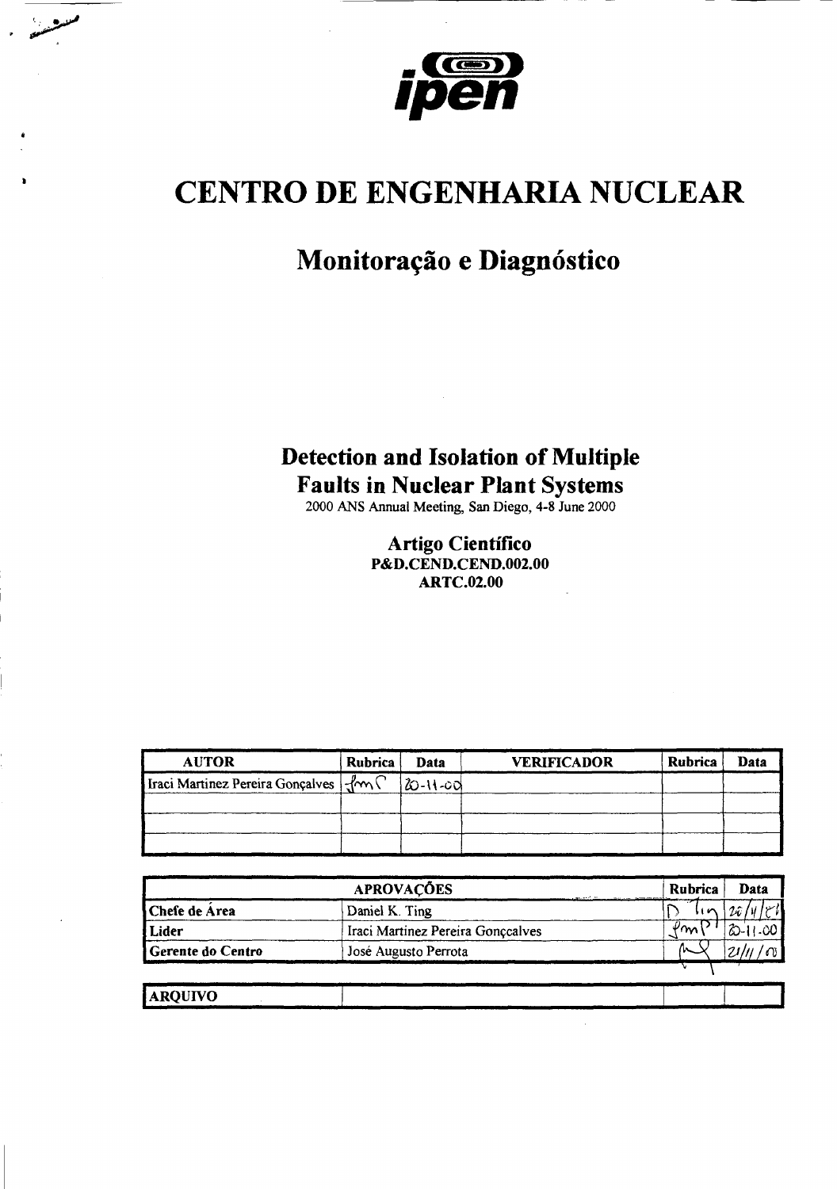# CENTRO DE ENGENHARIA NUCLEAR

## Monitoração e Diagnóstico

### Detection and Isolation of Multiple Faults in Nuclear Plant Systems

2000 ANS Annual Meeting, San Diego, 4-8 June 2000

**Artigo Científico**
**P&D.CEND.CEND.002.00**
**ARTC.02.00**

| AUTOR | Rubrica | Data | VERIFICADOR | Rubrica | Data |
|---|---|---|---|---|---|
| Iraci Martinez Pereira Gonçalves | | 20-11-00 | | | |
| | | | | | |
| | | | | | |

| APROVAÇÕES | | Rubrica | Data |
|---|---|---|---|
| Chefe de Área | Daniel K. Ting | | 20/11/00 |
| Lider | Iraci Martinez Pereira Gonçalves | | 20-11-00 |
| Gerente do Centro | José Augusto Perrota | | 21/11/00 |

| ARQUIVO | | | |
|---|---|---|---|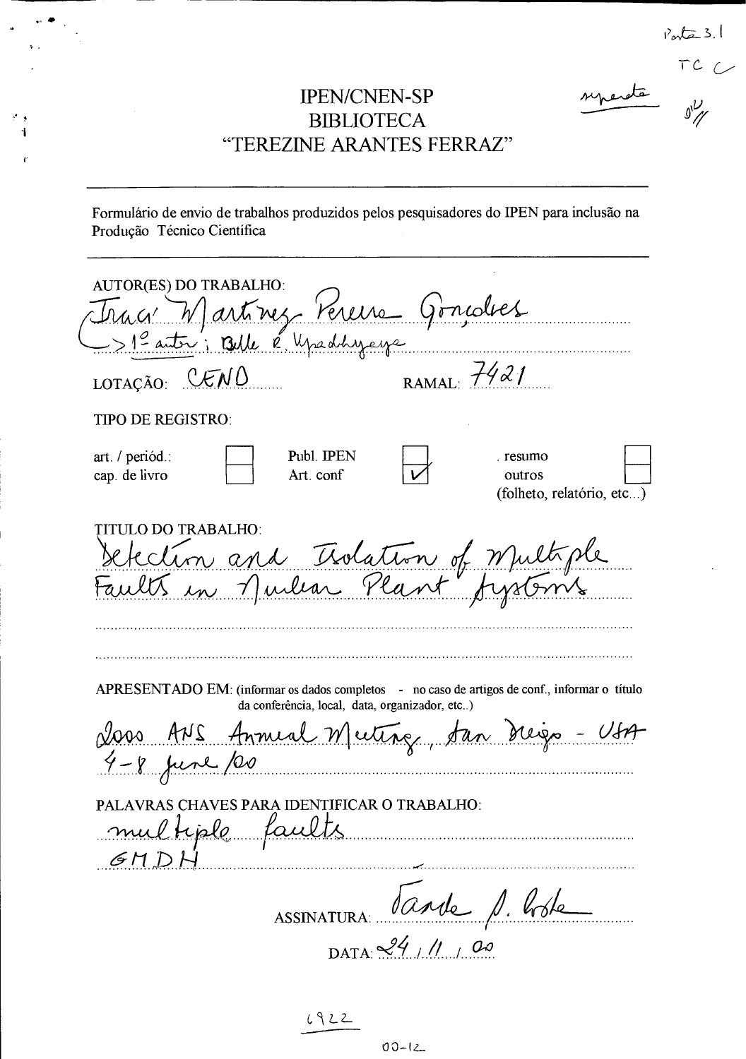Parte 3.1

TC C

superata

# IPEN/CNEN-SP
# BIBLIOTECA
# "TEREZINE ARANTES FERRAZ"

---

Formulário de envio de trabalhos produzidos pelos pesquisadores do IPEN para inclusão na Produção Técnico Científica

---

AUTOR(ES) DO TRABALHO: Iraci Martinez Pereira Gonçalves
→ 1º autor: Belle R. Upadhyaya

LOTAÇÃO: CENO RAMAL: 7421

TIPO DE REGISTRO:

| | | | | | |
|---|---|---|---|---|---|
| art. / periód.: | [ ] | Publ. IPEN | [ ] | resumo | [ ] |
| cap. de livro | [ ] | Art. conf | [✓] | outros (folheto, relatório, etc...) | [ ] |

TITULO DO TRABALHO:
Detection and Isolation of Multiple Faults in Nuclear Plant Systems

APRESENTADO EM: (informar os dados completos - no caso de artigos de conf., informar o título da conferência, local, data, organizador, etc..)
2000 ANS Annual Meeting, San Diego - USA
4-8 June /00

PALAVRAS CHAVES PARA IDENTIFICAR O TRABALHO:
multiple faults
GMDH

ASSINATURA: Iraci M. P. Gonçalves

DATA: 24/11/00

6922

00-12